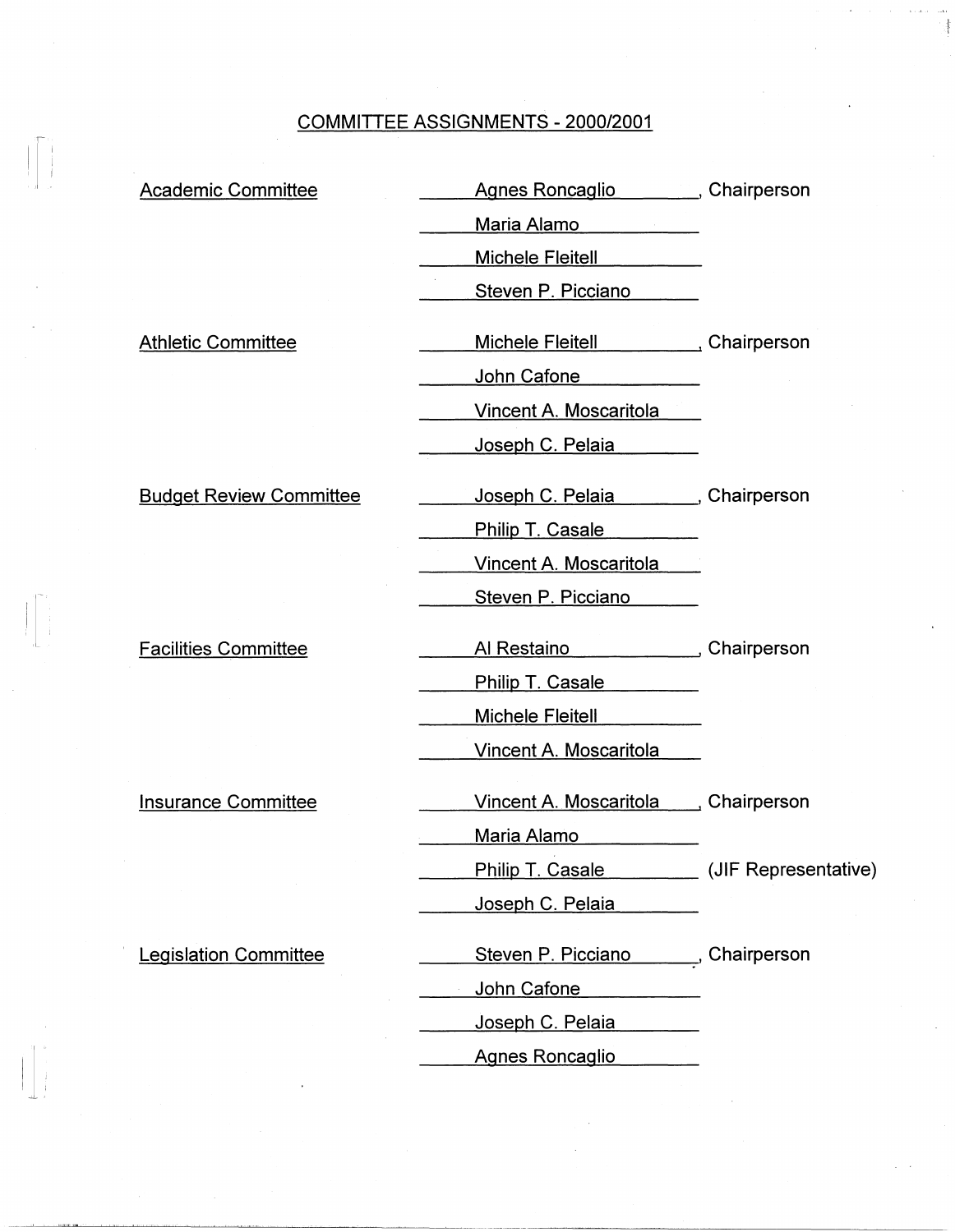# COMMITTEE ASSIGNMENTS - 2000/2001

| Committee | Members | |
|---|---|---|
| Academic Committee | Agnes Roncaglio | Chairperson |
| | Maria Alamo | |
| | Michele Fleitell | |
| | Steven P. Picciano | |
| Athletic Committee | Michele Fleitell | Chairperson |
| | John Cafone | |
| | Vincent A. Moscaritola | |
| | Joseph C. Pelaia | |
| Budget Review Committee | Joseph C. Pelaia | Chairperson |
| | Philip T. Casale | |
| | Vincent A. Moscaritola | |
| | Steven P. Picciano | |
| Facilities Committee | Al Restaino | Chairperson |
| | Philip T. Casale | |
| | Michele Fleitell | |
| | Vincent A. Moscaritola | |
| Insurance Committee | Vincent A. Moscaritola | Chairperson |
| | Maria Alamo | |
| | Philip T. Casale | (JIF Representative) |
| | Joseph C. Pelaia | |
| Legislation Committee | Steven P. Picciano | Chairperson |
| | John Cafone | |
| | Joseph C. Pelaia | |
| | Agnes Roncaglio | |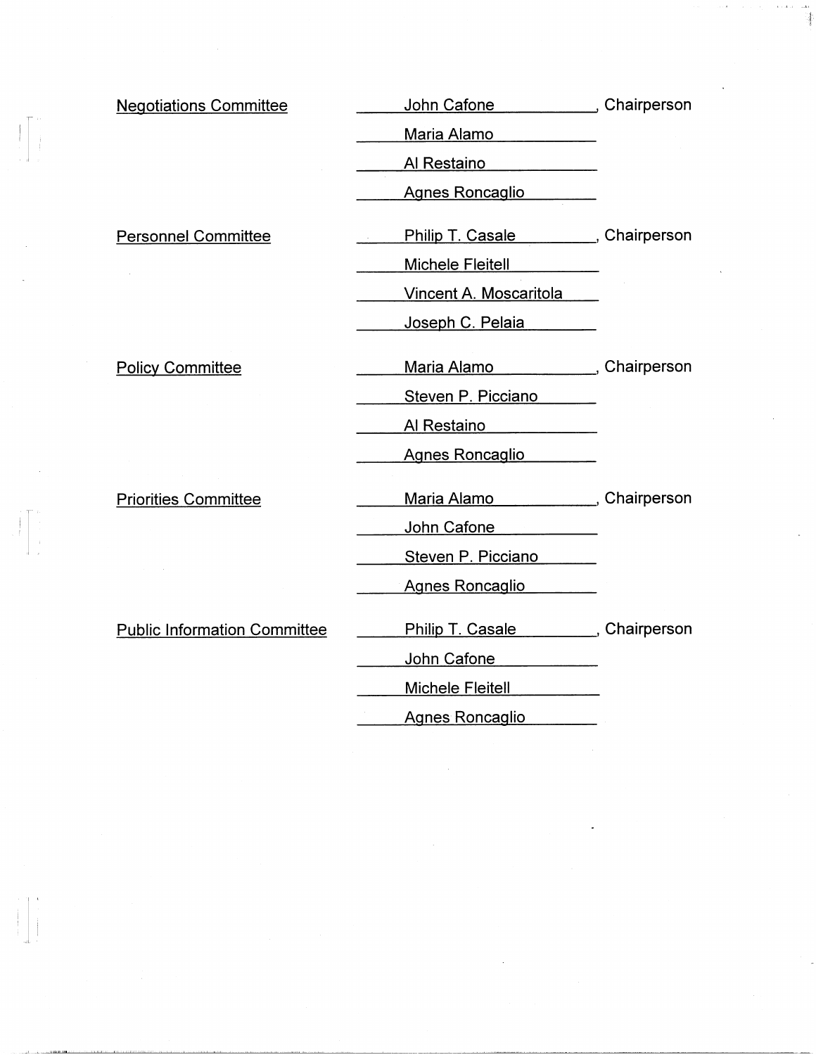| Committee | Members | |
|---|---|---|
| Negotiations Committee | John Cafone | Chairperson |
| | Maria Alamo | |
| | Al Restaino | |
| | Agnes Roncaglio | |
| Personnel Committee | Philip T. Casale | Chairperson |
| | Michele Fleitell | |
| | Vincent A. Moscaritola | |
| | Joseph C. Pelaia | |
| Policy Committee | Maria Alamo | Chairperson |
| | Steven P. Picciano | |
| | Al Restaino | |
| | Agnes Roncaglio | |
| Priorities Committee | Maria Alamo | Chairperson |
| | John Cafone | |
| | Steven P. Picciano | |
| | Agnes Roncaglio | |
| Public Information Committee | Philip T. Casale | Chairperson |
| | John Cafone | |
| | Michele Fleitell | |
| | Agnes Roncaglio | |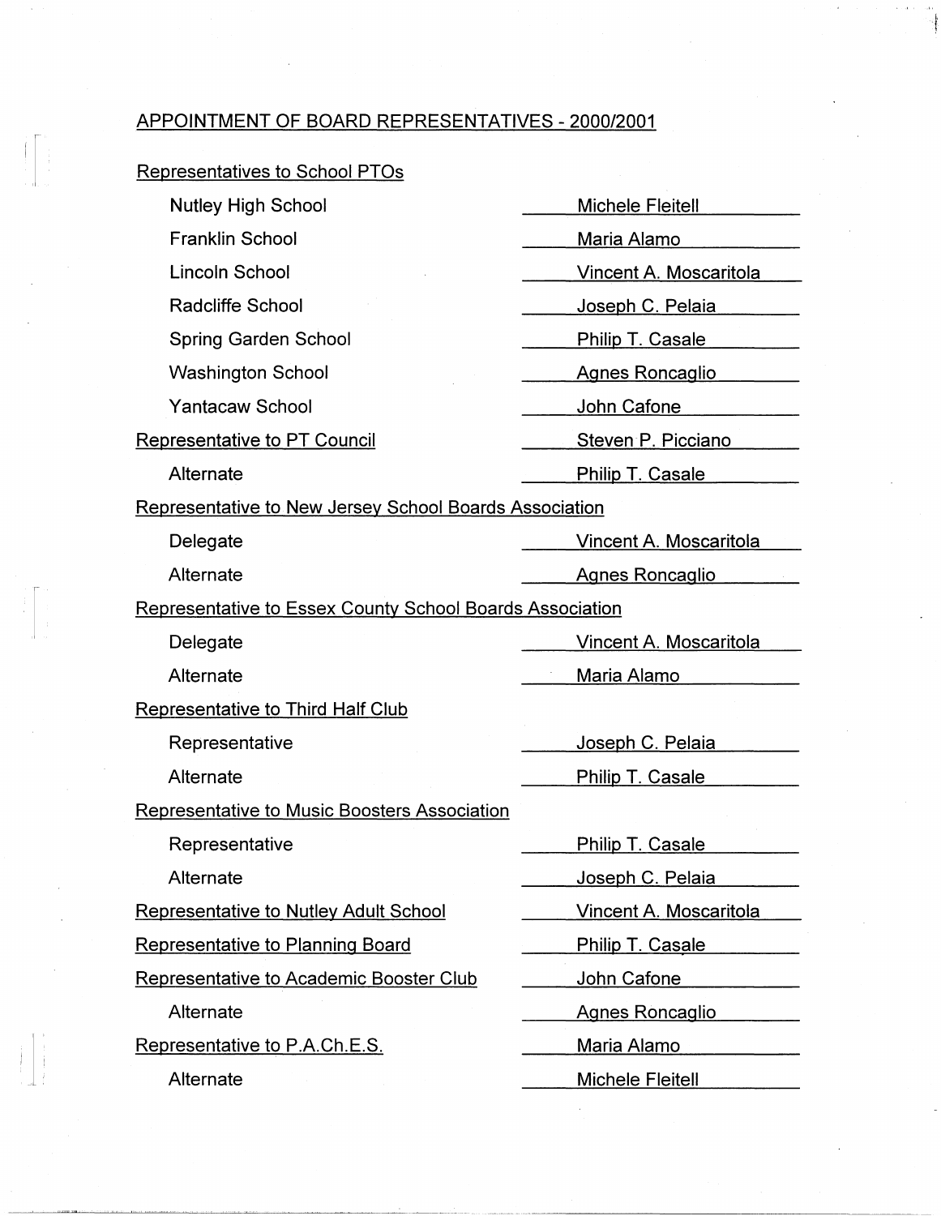## APPOINTMENT OF BOARD REPRESENTATIVES - 2000/2001

### Representatives to School PTOs

| | |
|---|---|
| Nutley High School | Michele Fleitell |
| Franklin School | Maria Alamo |
| Lincoln School | Vincent A. Moscaritola |
| Radcliffe School | Joseph C. Pelaia |
| Spring Garden School | Philip T. Casale |
| Washington School | Agnes Roncaglio |
| Yantacaw School | John Cafone |

| | |
|---|---|
| Representative to PT Council | Steven P. Picciano |
| Alternate | Philip T. Casale |

### Representative to New Jersey School Boards Association

| | |
|---|---|
| Delegate | Vincent A. Moscaritola |
| Alternate | Agnes Roncaglio |

### Representative to Essex County School Boards Association

| | |
|---|---|
| Delegate | Vincent A. Moscaritola |
| Alternate | Maria Alamo |

### Representative to Third Half Club

| | |
|---|---|
| Representative | Joseph C. Pelaia |
| Alternate | Philip T. Casale |

### Representative to Music Boosters Association

| | |
|---|---|
| Representative | Philip T. Casale |
| Alternate | Joseph C. Pelaia |

| | |
|---|---|
| Representative to Nutley Adult School | Vincent A. Moscaritola |
| Representative to Planning Board | Philip T. Casale |
| Representative to Academic Booster Club | John Cafone |
| Alternate | Agnes Roncaglio |
| Representative to P.A.Ch.E.S. | Maria Alamo |
| Alternate | Michele Fleitell |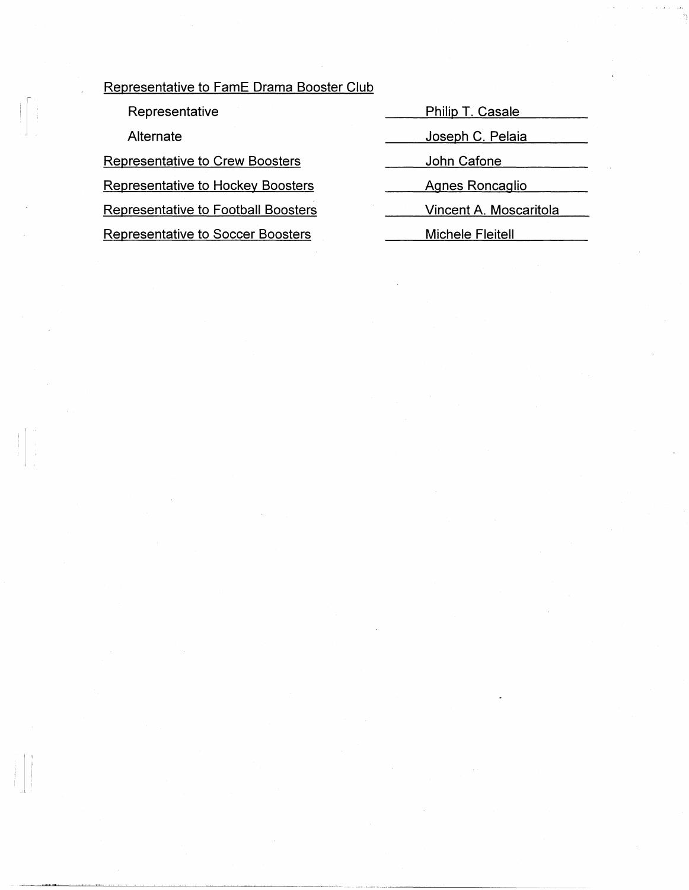| | |
|---|---|
| Representative to FamE Drama Booster Club | |
| Representative | Philip T. Casale |
| Alternate | Joseph C. Pelaia |
| Representative to Crew Boosters | John Cafone |
| Representative to Hockey Boosters | Agnes Roncaglio |
| Representative to Football Boosters | Vincent A. Moscaritola |
| Representative to Soccer Boosters | Michele Fleitell |